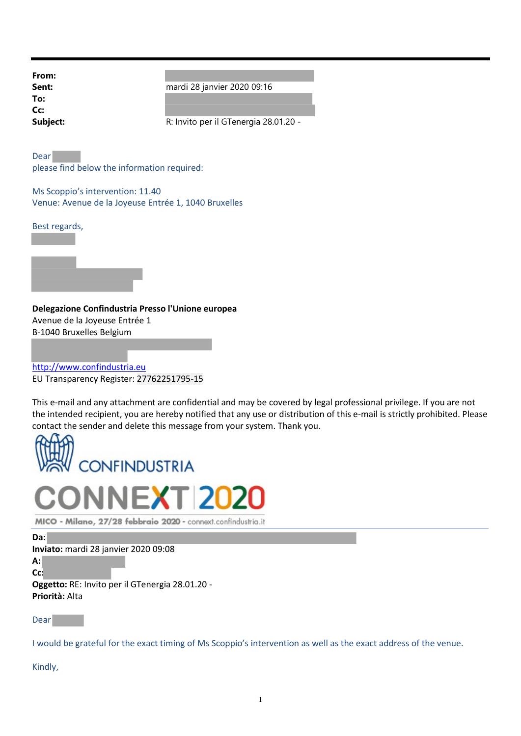**From:**
**Sent:** mardi 28 janvier 2020 09:16
**To:**
**Cc:**
**Subject:** R: Invito per il GTenergia 28.01.20 -

Dear

please find below the information required:

Ms Scoppio's intervention: 11.40

Venue: Avenue de la Joyeuse Entrée 1, 1040 Bruxelles

Best regards,

**Delegazione Confindustria Presso l'Unione europea**

Avenue de la Joyeuse Entrée 1

B-1040 Bruxelles Belgium

http://www.confindustria.eu

EU Transparency Register: 27762251795-15

This e-mail and any attachment are confidential and may be covered by legal professional privilege. If you are not the intended recipient, you are hereby notified that any use or distribution of this e-mail is strictly prohibited. Please contact the sender and delete this message from your system. Thank you.

CONFINDUSTRIA

CONNEXT 2020

MICO - Milano, 27/28 febbraio 2020 - connext.confindustria.it

---

**Da:**

**Inviato:** mardi 28 janvier 2020 09:08

**A:**

**Cc:**

**Oggetto:** RE: Invito per il GTenergia 28.01.20 -

**Priorità:** Alta

Dear

I would be grateful for the exact timing of Ms Scoppio's intervention as well as the exact address of the venue.

Kindly,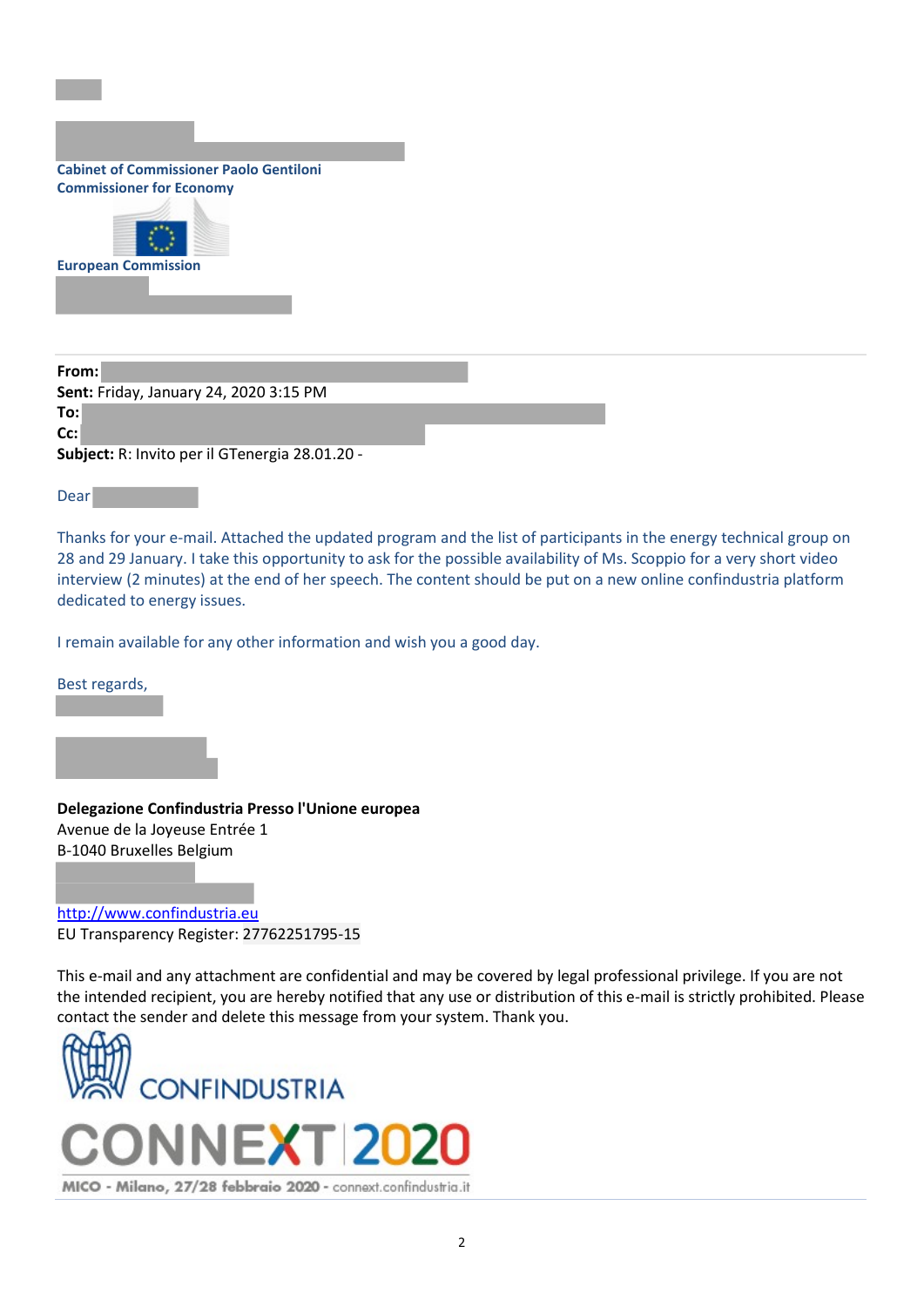**Cabinet of Commissioner Paolo Gentiloni**
**Commissioner for Economy**

**European Commission**

---

**From:**
**Sent:** Friday, January 24, 2020 3:15 PM
**To:**
**Cc:**
**Subject:** R: Invito per il GTenergia 28.01.20 -

Dear

Thanks for your e-mail. Attached the updated program and the list of participants in the energy technical group on 28 and 29 January. I take this opportunity to ask for the possible availability of Ms. Scoppio for a very short video interview (2 minutes) at the end of her speech. The content should be put on a new online confindustria platform dedicated to energy issues.

I remain available for any other information and wish you a good day.

Best regards,

**Delegazione Confindustria Presso l'Unione europea**
Avenue de la Joyeuse Entrée 1
B-1040 Bruxelles Belgium

http://www.confindustria.eu
EU Transparency Register: 27762251795-15

This e-mail and any attachment are confidential and may be covered by legal professional privilege. If you are not the intended recipient, you are hereby notified that any use or distribution of this e-mail is strictly prohibited. Please contact the sender and delete this message from your system. Thank you.

CONFINDUSTRIA
CONNEXT 2020
MICO - Milano, 27/28 febbraio 2020 - connext.confindustria.it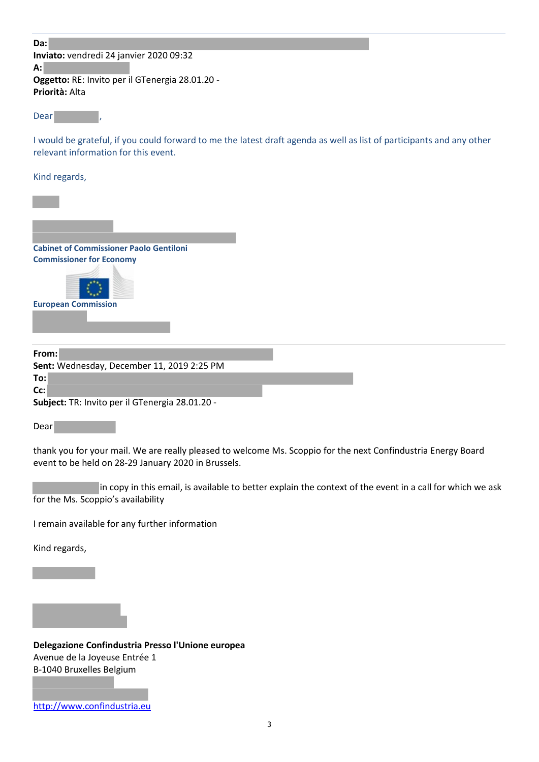**Da:**
**Inviato:** vendredi 24 janvier 2020 09:32
**A:**
**Oggetto:** RE: Invito per il GTenergia 28.01.20 -
**Priorità:** Alta

Dear ,

I would be grateful, if you could forward to me the latest draft agenda as well as list of participants and any other relevant information for this event.

Kind regards,

**Cabinet of Commissioner Paolo Gentiloni**
**Commissioner for Economy**

**European Commission**

---

**From:**
**Sent:** Wednesday, December 11, 2019 2:25 PM
**To:**
**Cc:**
**Subject:** TR: Invito per il GTenergia 28.01.20 -

Dear

thank you for your mail. We are really pleased to welcome Ms. Scoppio for the next Confindustria Energy Board event to be held on 28-29 January 2020 in Brussels.

in copy in this email, is available to better explain the context of the event in a call for which we ask for the Ms. Scoppio's availability

I remain available for any further information

Kind regards,

**Delegazione Confindustria Presso l'Unione europea**
Avenue de la Joyeuse Entrée 1
B-1040 Bruxelles Belgium

http://www.confindustria.eu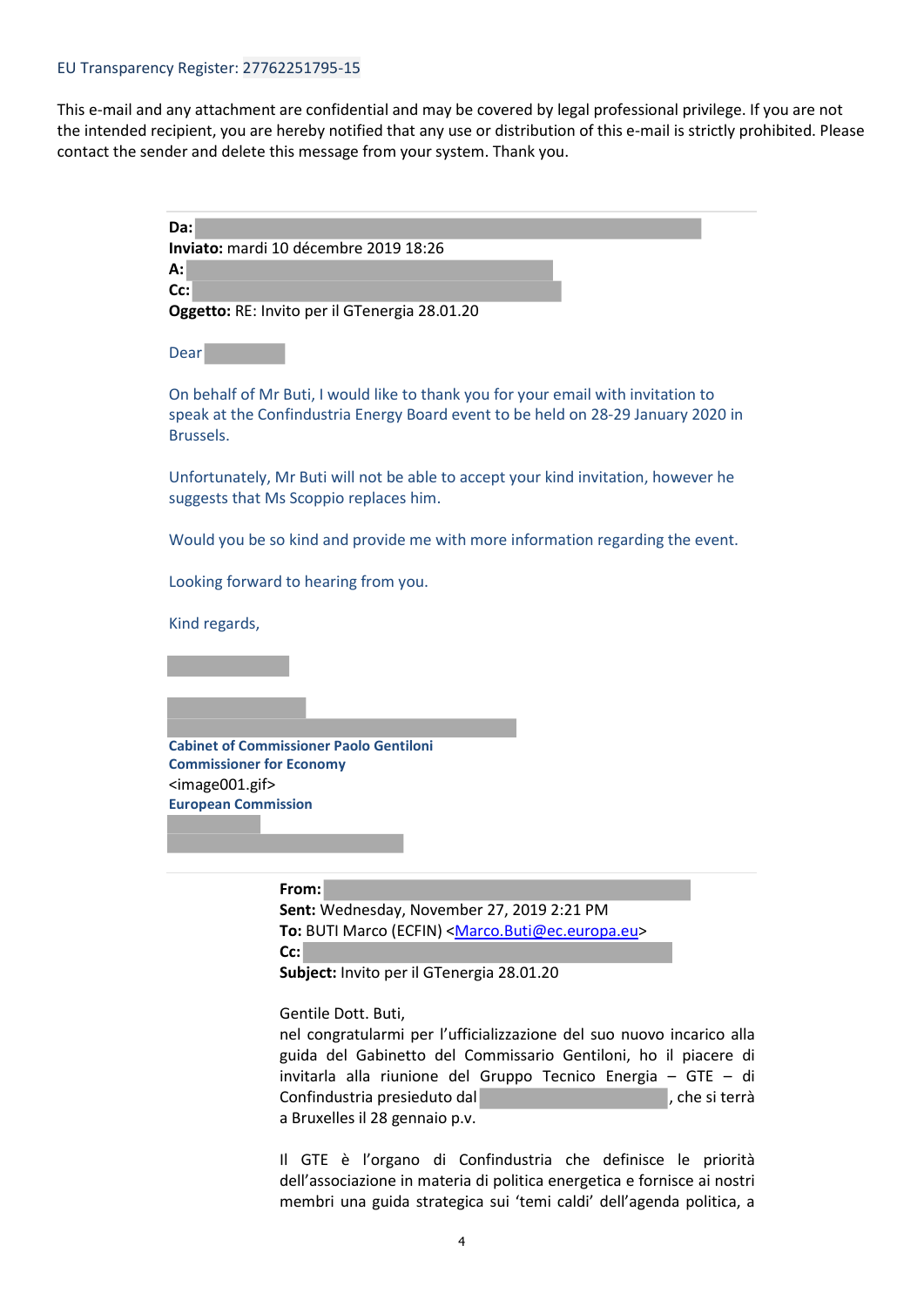EU Transparency Register: 27762251795-15

This e-mail and any attachment are confidential and may be covered by legal professional privilege. If you are not the intended recipient, you are hereby notified that any use or distribution of this e-mail is strictly prohibited. Please contact the sender and delete this message from your system. Thank you.

**Da:**
**Inviato:** mardi 10 décembre 2019 18:26
**A:**
**Cc:**
**Oggetto:** RE: Invito per il GTenergia 28.01.20

Dear

On behalf of Mr Buti, I would like to thank you for your email with invitation to speak at the Confindustria Energy Board event to be held on 28-29 January 2020 in Brussels.

Unfortunately, Mr Buti will not be able to accept your kind invitation, however he suggests that Ms Scoppio replaces him.

Would you be so kind and provide me with more information regarding the event.

Looking forward to hearing from you.

Kind regards,

**Cabinet of Commissioner Paolo Gentiloni**
**Commissioner for Economy**
<image001.gif>
**European Commission**

**From:**
**Sent:** Wednesday, November 27, 2019 2:21 PM
**To:** BUTI Marco (ECFIN) <Marco.Buti@ec.europa.eu>
**Cc:**
**Subject:** Invito per il GTenergia 28.01.20

Gentile Dott. Buti,
nel congratularmi per l'ufficializzazione del suo nuovo incarico alla guida del Gabinetto del Commissario Gentiloni, ho il piacere di invitarla alla riunione del Gruppo Tecnico Energia – GTE – di Confindustria presieduto dal , che si terrà a Bruxelles il 28 gennaio p.v.

Il GTE è l'organo di Confindustria che definisce le priorità dell'associazione in materia di politica energetica e fornisce ai nostri membri una guida strategica sui 'temi caldi' dell'agenda politica, a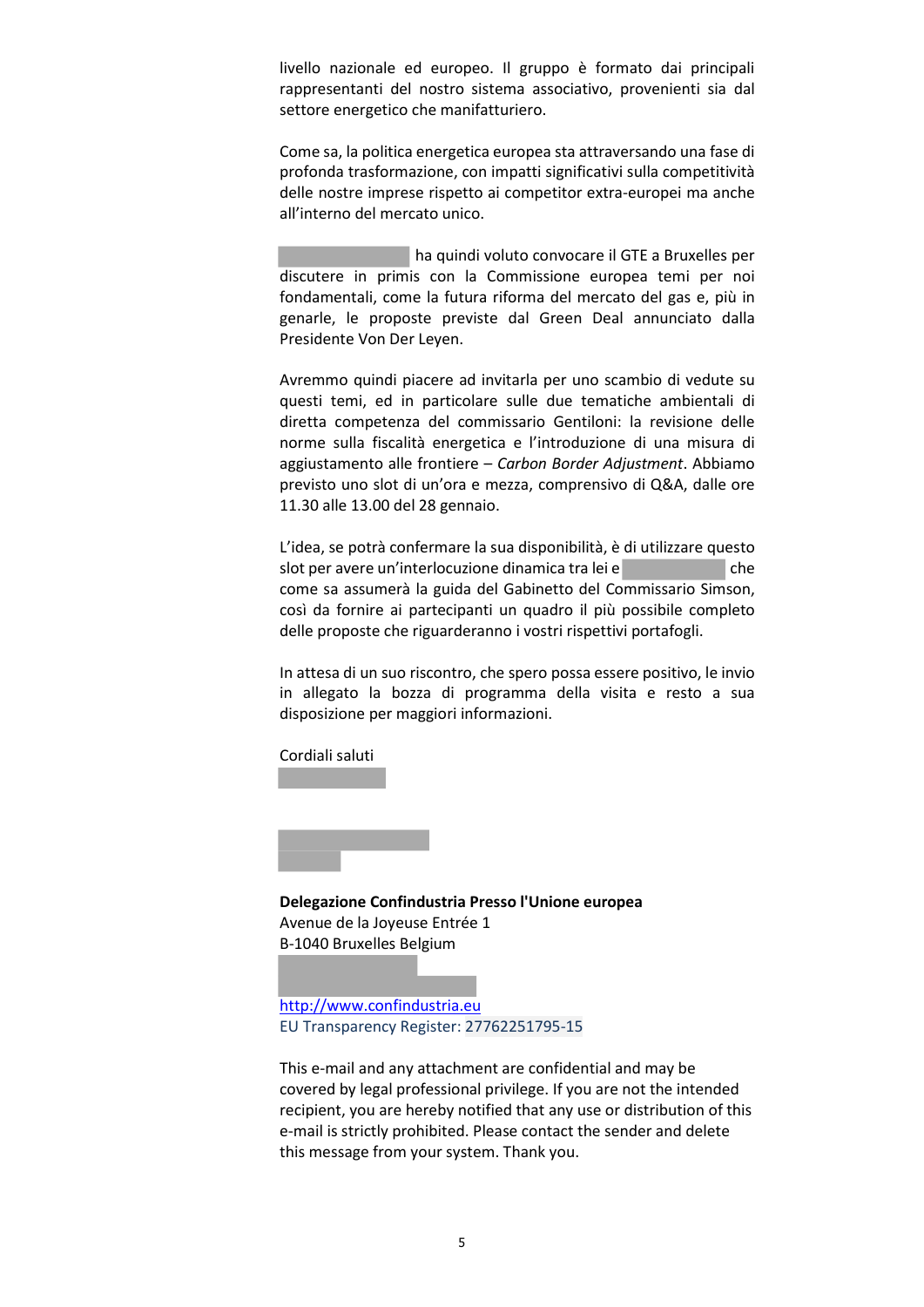livello nazionale ed europeo. Il gruppo è formato dai principali rappresentanti del nostro sistema associativo, provenienti sia dal settore energetico che manifatturiero.

Come sa, la politica energetica europea sta attraversando una fase di profonda trasformazione, con impatti significativi sulla competitività delle nostre imprese rispetto ai competitor extra-europei ma anche all'interno del mercato unico.

ha quindi voluto convocare il GTE a Bruxelles per discutere in primis con la Commissione europea temi per noi fondamentali, come la futura riforma del mercato del gas e, più in genarle, le proposte previste dal Green Deal annunciato dalla Presidente Von Der Leyen.

Avremmo quindi piacere ad invitarla per uno scambio di vedute su questi temi, ed in particolare sulle due tematiche ambientali di diretta competenza del commissario Gentiloni: la revisione delle norme sulla fiscalità energetica e l'introduzione di una misura di aggiustamento alle frontiere – *Carbon Border Adjustment*. Abbiamo previsto uno slot di un'ora e mezza, comprensivo di Q&A, dalle ore 11.30 alle 13.00 del 28 gennaio.

L'idea, se potrà confermare la sua disponibilità, è di utilizzare questo slot per avere un'interlocuzione dinamica tra lei e che come sa assumerà la guida del Gabinetto del Commissario Simson, così da fornire ai partecipanti un quadro il più possibile completo delle proposte che riguarderanno i vostri rispettivi portafogli.

In attesa di un suo riscontro, che spero possa essere positivo, le invio in allegato la bozza di programma della visita e resto a sua disposizione per maggiori informazioni.

Cordiali saluti

**Delegazione Confindustria Presso l'Unione europea**
Avenue de la Joyeuse Entrée 1
B-1040 Bruxelles Belgium

http://www.confindustria.eu
EU Transparency Register: 27762251795-15

This e-mail and any attachment are confidential and may be covered by legal professional privilege. If you are not the intended recipient, you are hereby notified that any use or distribution of this e-mail is strictly prohibited. Please contact the sender and delete this message from your system. Thank you.